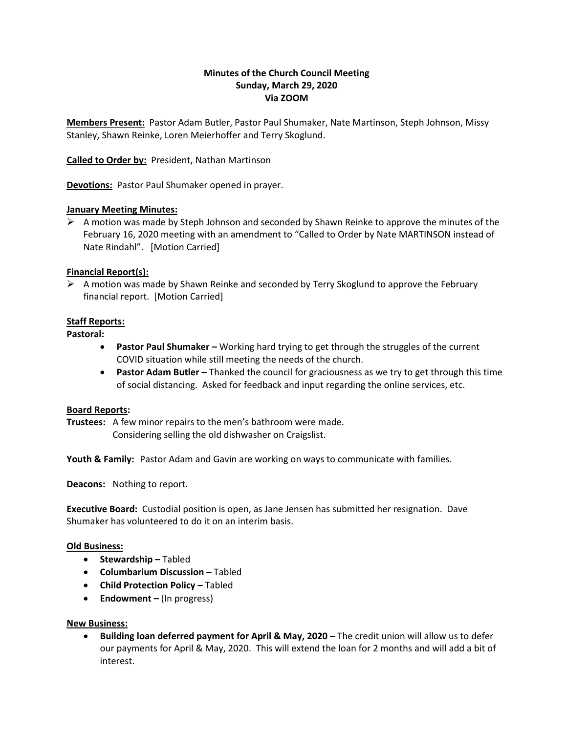**Minutes of the Church Council Meeting**
**Sunday, March 29, 2020**
**Via ZOOM**

**Members Present:** Pastor Adam Butler, Pastor Paul Shumaker, Nate Martinson, Steph Johnson, Missy Stanley, Shawn Reinke, Loren Meierhoffer and Terry Skoglund.

**Called to Order by:** President, Nathan Martinson

**Devotions:** Pastor Paul Shumaker opened in prayer.

**January Meeting Minutes:**

- A motion was made by Steph Johnson and seconded by Shawn Reinke to approve the minutes of the February 16, 2020 meeting with an amendment to "Called to Order by Nate MARTINSON instead of Nate Rindahl". [Motion Carried]

**Financial Report(s):**

- A motion was made by Shawn Reinke and seconded by Terry Skoglund to approve the February financial report. [Motion Carried]

**Staff Reports:**

**Pastoral:**

- **Pastor Paul Shumaker –** Working hard trying to get through the struggles of the current COVID situation while still meeting the needs of the church.
- **Pastor Adam Butler –** Thanked the council for graciousness as we try to get through this time of social distancing. Asked for feedback and input regarding the online services, etc.

**Board Reports:**

**Trustees:** A few minor repairs to the men's bathroom were made.
Considering selling the old dishwasher on Craigslist.

**Youth & Family:** Pastor Adam and Gavin are working on ways to communicate with families.

**Deacons:** Nothing to report.

**Executive Board:** Custodial position is open, as Jane Jensen has submitted her resignation. Dave Shumaker has volunteered to do it on an interim basis.

**Old Business:**

- **Stewardship –** Tabled
- **Columbarium Discussion –** Tabled
- **Child Protection Policy –** Tabled
- **Endowment –** (In progress)

**New Business:**

- **Building loan deferred payment for April & May, 2020 –** The credit union will allow us to defer our payments for April & May, 2020. This will extend the loan for 2 months and will add a bit of interest.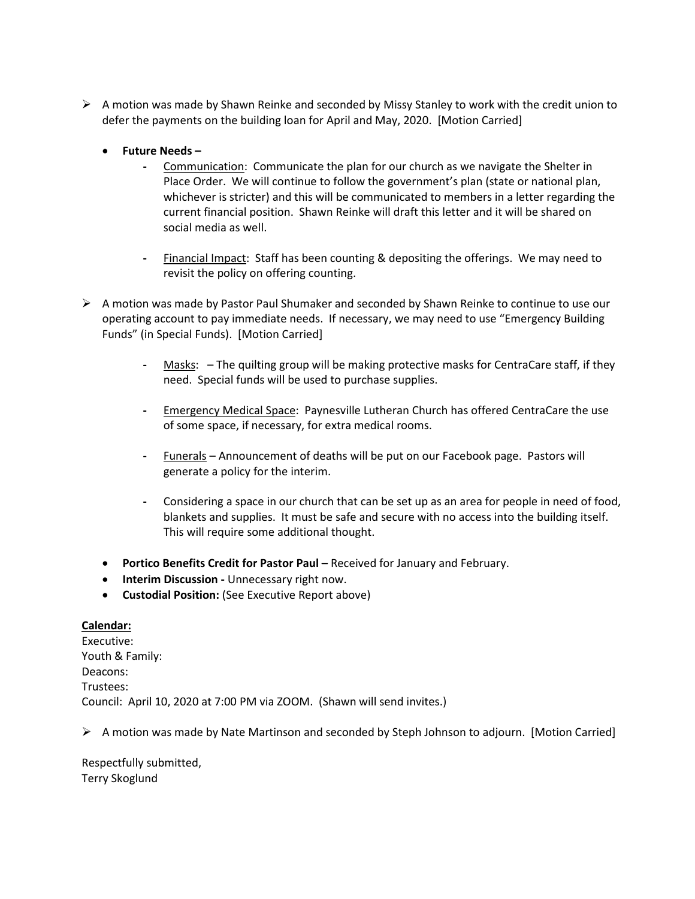- A motion was made by Shawn Reinke and seconded by Missy Stanley to work with the credit union to defer the payments on the building loan for April and May, 2020. [Motion Carried]

  - **Future Needs –**
    - Communication: Communicate the plan for our church as we navigate the Shelter in Place Order. We will continue to follow the government's plan (state or national plan, whichever is stricter) and this will be communicated to members in a letter regarding the current financial position. Shawn Reinke will draft this letter and it will be shared on social media as well.
    - Financial Impact: Staff has been counting & depositing the offerings. We may need to revisit the policy on offering counting.

- A motion was made by Pastor Paul Shumaker and seconded by Shawn Reinke to continue to use our operating account to pay immediate needs. If necessary, we may need to use "Emergency Building Funds" (in Special Funds). [Motion Carried]

    - Masks: – The quilting group will be making protective masks for CentraCare staff, if they need. Special funds will be used to purchase supplies.
    - Emergency Medical Space: Paynesville Lutheran Church has offered CentraCare the use of some space, if necessary, for extra medical rooms.
    - Funerals – Announcement of deaths will be put on our Facebook page. Pastors will generate a policy for the interim.
    - Considering a space in our church that can be set up as an area for people in need of food, blankets and supplies. It must be safe and secure with no access into the building itself. This will require some additional thought.

  - **Portico Benefits Credit for Pastor Paul –** Received for January and February.
  - **Interim Discussion -** Unnecessary right now.
  - **Custodial Position:** (See Executive Report above)

**Calendar:**
Executive:
Youth & Family:
Deacons:
Trustees:
Council: April 10, 2020 at 7:00 PM via ZOOM. (Shawn will send invites.)

- A motion was made by Nate Martinson and seconded by Steph Johnson to adjourn. [Motion Carried]

Respectfully submitted,
Terry Skoglund